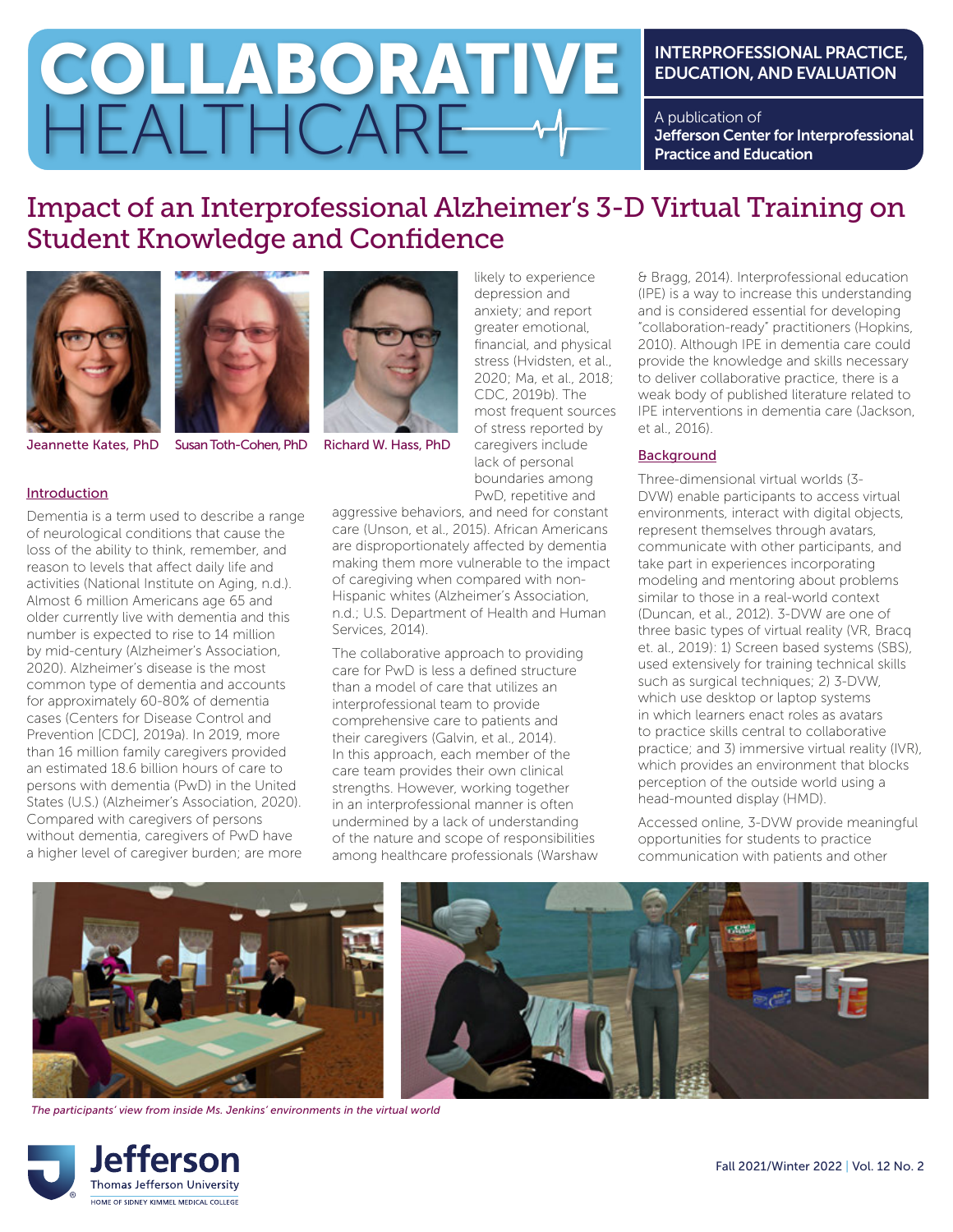# COLLABORATIVE HEALTHCARE

INTERPROFESSIONAL PRACTICE, EDUCATION, AND EVALUATION

A publication of **Jefferson Center for Interprofessional Practice and Education**

## Impact of an Interprofessional Alzheimer's 3-D Virtual Training on Student Knowledge and Confidence

Jeannette Kates, PhD   Susan Toth-Cohen, PhD   Richard W. Hass, PhD

### Introduction

Dementia is a term used to describe a range of neurological conditions that cause the loss of the ability to think, remember, and reason to levels that affect daily life and activities (National Institute on Aging, n.d.). Almost 6 million Americans age 65 and older currently live with dementia and this number is expected to rise to 14 million by mid-century (Alzheimer's Association, 2020). Alzheimer's disease is the most common type of dementia and accounts for approximately 60-80% of dementia cases (Centers for Disease Control and Prevention [CDC], 2019a). In 2019, more than 16 million family caregivers provided an estimated 18.6 billion hours of care to persons with dementia (PwD) in the United States (U.S.) (Alzheimer's Association, 2020). Compared with caregivers of persons without dementia, caregivers of PwD have a higher level of caregiver burden; are more likely to experience depression and anxiety; and report greater emotional, financial, and physical stress (Hvidsten, et al., 2020; Ma, et al., 2018; CDC, 2019b). The most frequent sources of stress reported by caregivers include lack of personal boundaries among PwD, repetitive and aggressive behaviors, and need for constant care (Unson, et al., 2015). African Americans are disproportionately affected by dementia making them more vulnerable to the impact of caregiving when compared with non-Hispanic whites (Alzheimer's Association, n.d.; U.S. Department of Health and Human Services, 2014).

The collaborative approach to providing care for PwD is less a defined structure than a model of care that utilizes an interprofessional team to provide comprehensive care to patients and their caregivers (Galvin, et al., 2014). In this approach, each member of the care team provides their own clinical strengths. However, working together in an interprofessional manner is often undermined by a lack of understanding of the nature and scope of responsibilities among healthcare professionals (Warshaw & Bragg, 2014). Interprofessional education (IPE) is a way to increase this understanding and is considered essential for developing "collaboration-ready" practitioners (Hopkins, 2010). Although IPE in dementia care could provide the knowledge and skills necessary to deliver collaborative practice, there is a weak body of published literature related to IPE interventions in dementia care (Jackson, et al., 2016).

### Background

Three-dimensional virtual worlds (3-DVW) enable participants to access virtual environments, interact with digital objects, represent themselves through avatars, communicate with other participants, and take part in experiences incorporating modeling and mentoring about problems similar to those in a real-world context (Duncan, et al., 2012). 3-DVW are one of three basic types of virtual reality (VR, Bracq et. al., 2019): 1) Screen based systems (SBS), used extensively for training technical skills such as surgical techniques; 2) 3-DVW, which use desktop or laptop systems in which learners enact roles as avatars to practice skills central to collaborative practice; and 3) immersive virtual reality (IVR), which provides an environment that blocks perception of the outside world using a head-mounted display (HMD).

Accessed online, 3-DVW provide meaningful opportunities for students to practice communication with patients and other

*The participants' view from inside Ms. Jenkins' environments in the virtual world*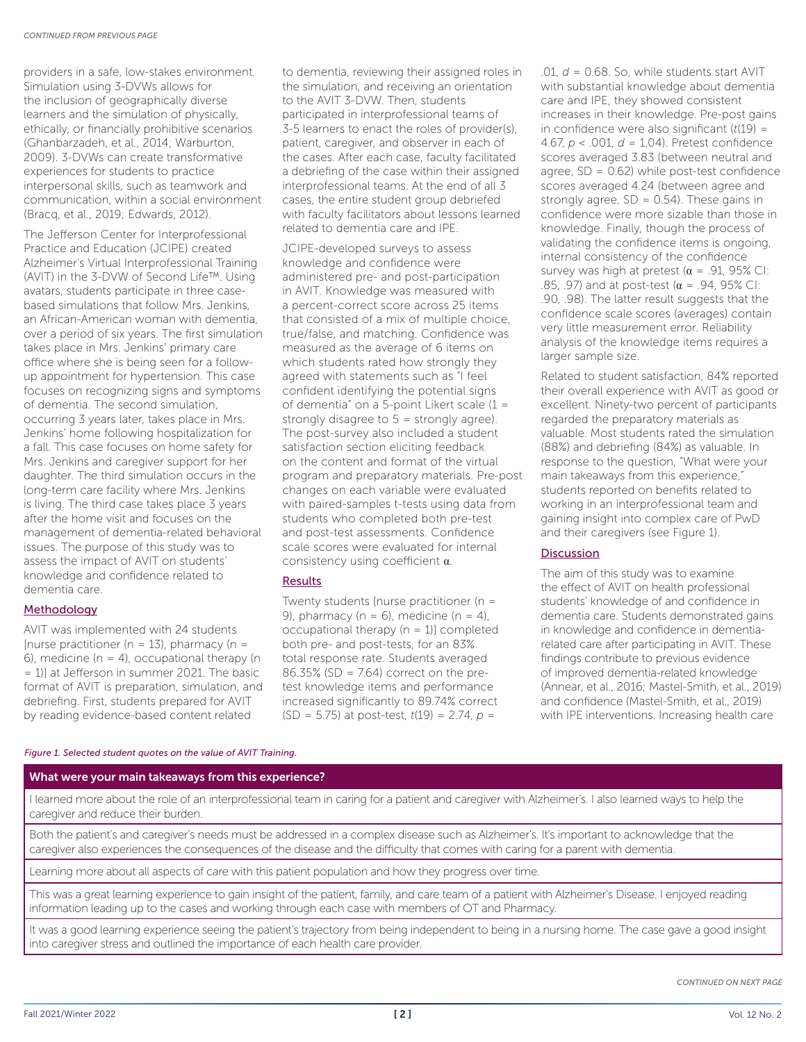providers in a safe, low-stakes environment. Simulation using 3-DVWs allows for the inclusion of geographically diverse learners and the simulation of physically, ethically, or financially prohibitive scenarios (Ghanbarzadeh, et al., 2014; Warburton, 2009). 3-DVWs can create transformative experiences for students to practice interpersonal skills, such as teamwork and communication, within a social environment (Bracq, et al., 2019; Edwards, 2012).

The Jefferson Center for Interprofessional Practice and Education (JCIPE) created Alzheimer's Virtual Interprofessional Training (AVIT) in the 3-DVW of Second Life™. Using avatars, students participate in three case-based simulations that follow Mrs. Jenkins, an African-American woman with dementia, over a period of six years. The first simulation takes place in Mrs. Jenkins' primary care office where she is being seen for a follow-up appointment for hypertension. This case focuses on recognizing signs and symptoms of dementia. The second simulation, occurring 3 years later, takes place in Mrs. Jenkins' home following hospitalization for a fall. This case focuses on home safety for Mrs. Jenkins and caregiver support for her daughter. The third simulation occurs in the long-term care facility where Mrs. Jenkins is living. The third case takes place 3 years after the home visit and focuses on the management of dementia-related behavioral issues. The purpose of this study was to assess the impact of AVIT on students' knowledge and confidence related to dementia care.

## Methodology

AVIT was implemented with 24 students [nurse practitioner (n = 13), pharmacy (n = 6), medicine (n = 4), occupational therapy (n = 1)] at Jefferson in summer 2021. The basic format of AVIT is preparation, simulation, and debriefing. First, students prepared for AVIT by reading evidence-based content related to dementia, reviewing their assigned roles in the simulation, and receiving an orientation to the AVIT 3-DVW. Then, students participated in interprofessional teams of 3-5 learners to enact the roles of provider(s), patient, caregiver, and observer in each of the cases. After each case, faculty facilitated a debriefing of the case within their assigned interprofessional teams. At the end of all 3 cases, the entire student group debriefed with faculty facilitators about lessons learned related to dementia care and IPE.

JCIPE-developed surveys to assess knowledge and confidence were administered pre- and post-participation in AVIT. Knowledge was measured with a percent-correct score across 25 items that consisted of a mix of multiple choice, true/false, and matching. Confidence was measured as the average of 6 items on which students rated how strongly they agreed with statements such as "I feel confident identifying the potential signs of dementia" on a 5-point Likert scale (1 = strongly disagree to 5 = strongly agree). The post-survey also included a student satisfaction section eliciting feedback on the content and format of the virtual program and preparatory materials. Pre-post changes on each variable were evaluated with paired-samples t-tests using data from students who completed both pre-test and post-test assessments. Confidence scale scores were evaluated for internal consistency using coefficient $\alpha$.

## Results

Twenty students [nurse practitioner (n = 9), pharmacy (n = 6), medicine (n = 4), occupational therapy (n = 1)] completed both pre- and post-tests, for an 83% total response rate. Students averaged 86.35% (SD = 7.64) correct on the pre-test knowledge items and performance increased significantly to 89.74% correct (SD = 5.75) at post-test, $t(19) = 2.74$, $p = .01$, $d = 0.68$. So, while students start AVIT with substantial knowledge about dementia care and IPE, they showed consistent increases in their knowledge. Pre-post gains in confidence were also significant ($t(19) = 4.67$, $p < .001$, $d = 1.04$). Pretest confidence scores averaged 3.83 (between neutral and agree, SD = 0.62) while post-test confidence scores averaged 4.24 (between agree and strongly agree, SD = 0.54). These gains in confidence were more sizable than those in knowledge. Finally, though the process of validating the confidence items is ongoing, internal consistency of the confidence survey was high at pretest ($\alpha = .91$, 95% CI: .85, .97) and at post-test ($\alpha = .94$, 95% CI: .90, .98). The latter result suggests that the confidence scale scores (averages) contain very little measurement error. Reliability analysis of the knowledge items requires a larger sample size.

Related to student satisfaction, 84% reported their overall experience with AVIT as good or excellent. Ninety-two percent of participants regarded the preparatory materials as valuable. Most students rated the simulation (88%) and debriefing (84%) as valuable. In response to the question, "What were your main takeaways from this experience," students reported on benefits related to working in an interprofessional team and gaining insight into complex care of PwD and their caregivers (see Figure 1).

## Discussion

The aim of this study was to examine the effect of AVIT on health professional students' knowledge of and confidence in dementia care. Students demonstrated gains in knowledge and confidence in dementia-related care after participating in AVIT. These findings contribute to previous evidence of improved dementia-related knowledge (Annear, et al., 2016; Mastel-Smith, et al., 2019) and confidence (Mastel-Smith, et al., 2019) with IPE interventions. Increasing health care

*Figure 1. Selected student quotes on the value of AVIT Training.*

| What were your main takeaways from this experience? |
|---|
| I learned more about the role of an interprofessional team in caring for a patient and caregiver with Alzheimer's. I also learned ways to help the caregiver and reduce their burden. |
| Both the patient's and caregiver's needs must be addressed in a complex disease such as Alzheimer's. It's important to acknowledge that the caregiver also experiences the consequences of the disease and the difficulty that comes with caring for a parent with dementia. |
| Learning more about all aspects of care with this patient population and how they progress over time. |
| This was a great learning experience to gain insight of the patient, family, and care team of a patient with Alzheimer's Disease. I enjoyed reading information leading up to the cases and working through each case with members of OT and Pharmacy. |
| It was a good learning experience seeing the patient's trajectory from being independent to being in a nursing home. The case gave a good insight into caregiver stress and outlined the importance of each health care provider. |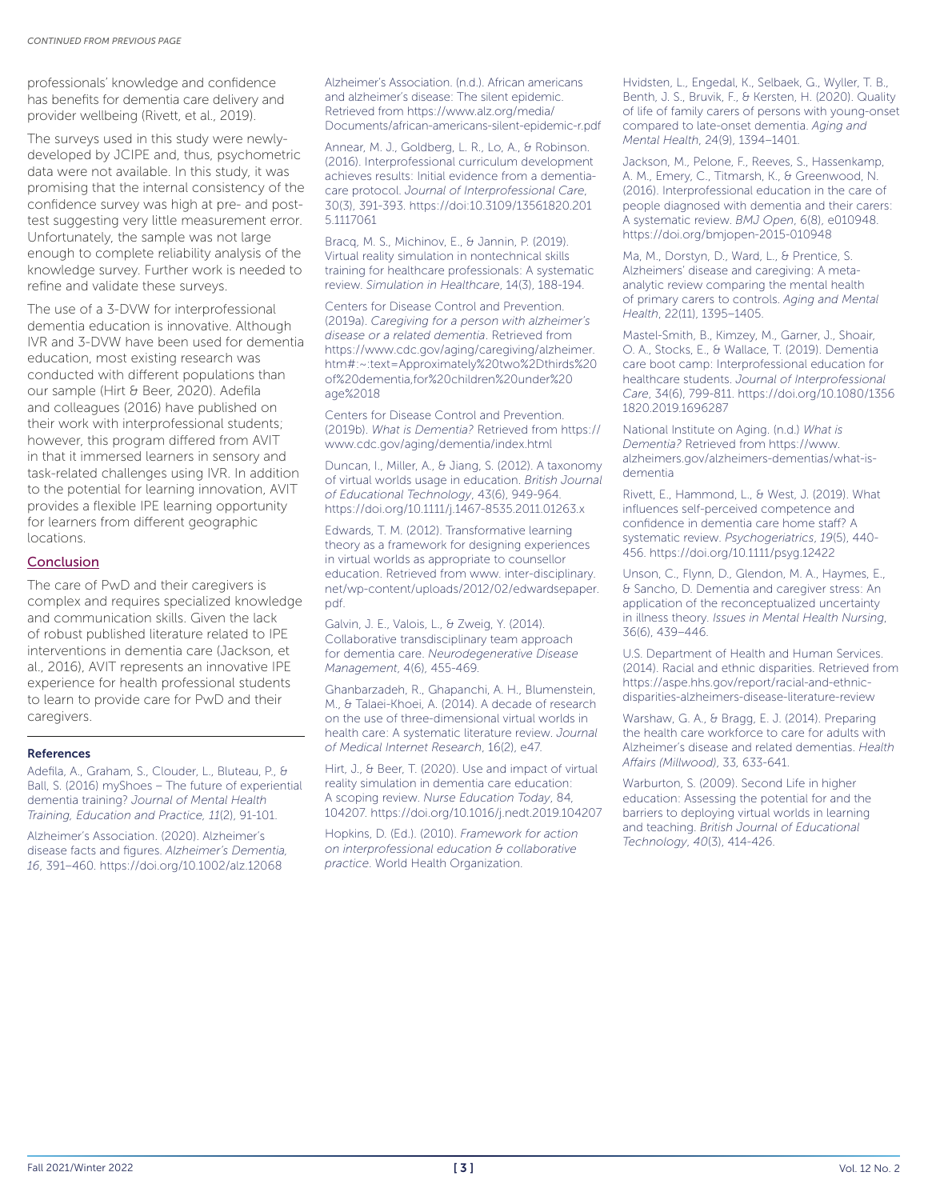*CONTINUED FROM PREVIOUS PAGE*

professionals' knowledge and confidence has benefits for dementia care delivery and provider wellbeing (Rivett, et al., 2019).

The surveys used in this study were newly-developed by JCIPE and, thus, psychometric data were not available. In this study, it was promising that the internal consistency of the confidence survey was high at pre- and post-test suggesting very little measurement error. Unfortunately, the sample was not large enough to complete reliability analysis of the knowledge survey. Further work is needed to refine and validate these surveys.

The use of a 3-DVW for interprofessional dementia education is innovative. Although IVR and 3-DVW have been used for dementia education, most existing research was conducted with different populations than our sample (Hirt & Beer, 2020). Adefila and colleagues (2016) have published on their work with interprofessional students; however, this program differed from AVIT in that it immersed learners in sensory and task-related challenges using IVR. In addition to the potential for learning innovation, AVIT provides a flexible IPE learning opportunity for learners from different geographic locations.

## Conclusion

The care of PwD and their caregivers is complex and requires specialized knowledge and communication skills. Given the lack of robust published literature related to IPE interventions in dementia care (Jackson, et al., 2016), AVIT represents an innovative IPE experience for health professional students to learn to provide care for PwD and their caregivers.

### References

Adefila, A., Graham, S., Clouder, L., Bluteau, P., & Ball, S. (2016) myShoes – The future of experiential dementia training? *Journal of Mental Health Training, Education and Practice, 11*(2), 91-101.

Alzheimer's Association. (2020). Alzheimer's disease facts and figures. *Alzheimer's Dementia, 16*, 391–460. https://doi.org/10.1002/alz.12068

Alzheimer's Association. (n.d.). African americans and alzheimer's disease: The silent epidemic. Retrieved from https://www.alz.org/media/Documents/african-americans-silent-epidemic-r.pdf

Annear, M. J., Goldberg, L. R., Lo, A., & Robinson. (2016). Interprofessional curriculum development achieves results: Initial evidence from a dementia-care protocol. *Journal of Interprofessional Care*, 30(3), 391-393. https://doi:10.3109/13561820.2015.1117061

Bracq, M. S., Michinov, E., & Jannin, P. (2019). Virtual reality simulation in nontechnical skills training for healthcare professionals: A systematic review. *Simulation in Healthcare*, 14(3), 188-194.

Centers for Disease Control and Prevention. (2019a). *Caregiving for a person with alzheimer's disease or a related dementia*. Retrieved from https://www.cdc.gov/aging/caregiving/alzheimer.htm#:~:text=Approximately%20two%2Dthirds%20of%20dementia,for%20children%20under%20age%2018

Centers for Disease Control and Prevention. (2019b). *What is Dementia?* Retrieved from https://www.cdc.gov/aging/dementia/index.html

Duncan, I., Miller, A., & Jiang, S. (2012). A taxonomy of virtual worlds usage in education. *British Journal of Educational Technology*, 43(6), 949-964. https://doi.org/10.1111/j.1467-8535.2011.01263.x

Edwards, T. M. (2012). Transformative learning theory as a framework for designing experiences in virtual worlds as appropriate to counsellor education. Retrieved from www. inter-disciplinary.net/wp-content/uploads/2012/02/edwardsepaper.pdf.

Galvin, J. E., Valois, L., & Zweig, Y. (2014). Collaborative transdisciplinary team approach for dementia care. *Neurodegenerative Disease Management*, 4(6), 455-469.

Ghanbarzadeh, R., Ghapanchi, A. H., Blumenstein, M., & Talaei-Khoei, A. (2014). A decade of research on the use of three-dimensional virtual worlds in health care: A systematic literature review. *Journal of Medical Internet Research*, 16(2), e47.

Hirt, J., & Beer, T. (2020). Use and impact of virtual reality simulation in dementia care education: A scoping review. *Nurse Education Today*, 84, 104207. https://doi.org/10.1016/j.nedt.2019.104207

Hopkins, D. (Ed.). (2010). *Framework for action on interprofessional education & collaborative practice*. World Health Organization.

Hvidsten, L., Engedal, K., Selbaek, G., Wyller, T. B., Benth, J. S., Bruvik, F., & Kersten, H. (2020). Quality of life of family carers of persons with young-onset compared to late-onset dementia. *Aging and Mental Health*, 24(9), 1394–1401.

Jackson, M., Pelone, F., Reeves, S., Hassenkamp, A. M., Emery, C., Titmarsh, K., & Greenwood, N. (2016). Interprofessional education in the care of people diagnosed with dementia and their carers: A systematic review. *BMJ Open*, 6(8), e010948. https://doi.org/bmjopen-2015-010948

Ma, M., Dorstyn, D., Ward, L., & Prentice, S. Alzheimers' disease and caregiving: A meta-analytic review comparing the mental health of primary carers to controls. *Aging and Mental Health*, 22(11), 1395–1405.

Mastel-Smith, B., Kimzey, M., Garner, J., Shoair, O. A., Stocks, E., & Wallace, T. (2019). Dementia care boot camp: Interprofessional education for healthcare students. *Journal of Interprofessional Care*, 34(6), 799-811. https://doi.org/10.1080/13561820.2019.1696287

National Institute on Aging. (n.d.) *What is Dementia?* Retrieved from https://www.alzheimers.gov/alzheimers-dementias/what-is-dementia

Rivett, E., Hammond, L., & West, J. (2019). What influences self-perceived competence and confidence in dementia care home staff? A systematic review. *Psychogeriatrics*, *19*(5), 440-456. https://doi.org/10.1111/psyg.12422

Unson, C., Flynn, D., Glendon, M. A., Haymes, E., & Sancho, D. Dementia and caregiver stress: An application of the reconceptualized uncertainty in illness theory. *Issues in Mental Health Nursing*, 36(6), 439–446.

U.S. Department of Health and Human Services. (2014). Racial and ethnic disparities. Retrieved from https://aspe.hhs.gov/report/racial-and-ethnic-disparities-alzheimers-disease-literature-review

Warshaw, G. A., & Bragg, E. J. (2014). Preparing the health care workforce to care for adults with Alzheimer's disease and related dementias. *Health Affairs (Millwood)*, 33, 633-641.

Warburton, S. (2009). Second Life in higher education: Assessing the potential for and the barriers to deploying virtual worlds in learning and teaching. *British Journal of Educational Technology, 40*(3), 414-426.